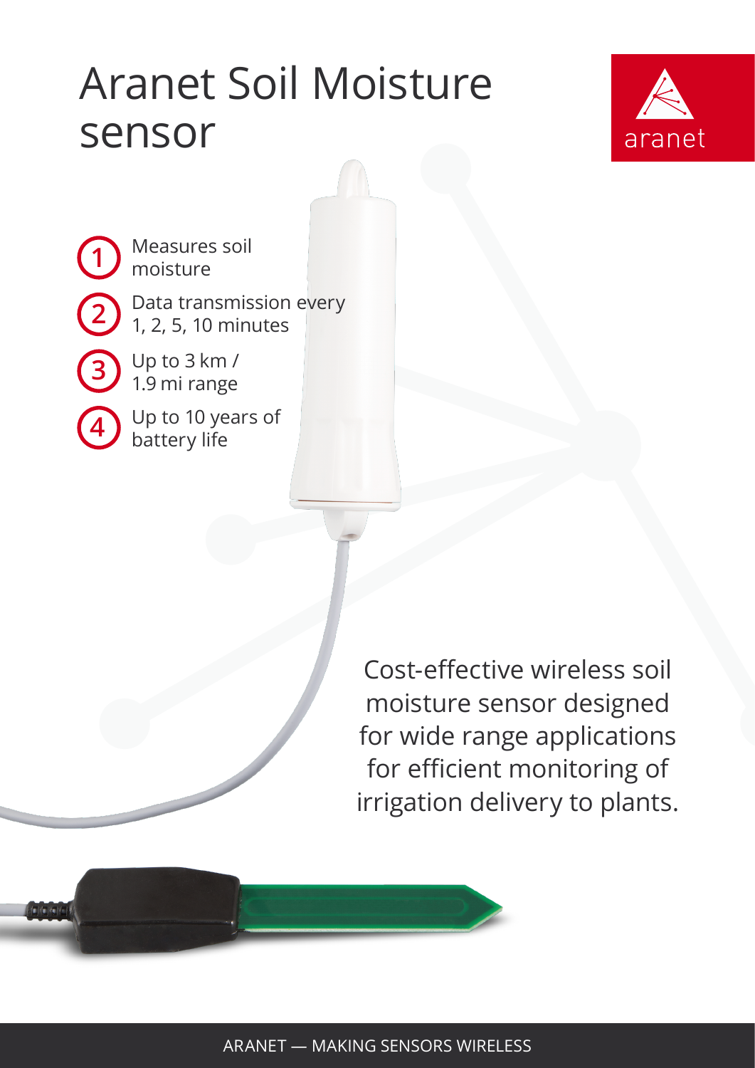# Aranet Soil Moisture sensor

aranet

1. Measures soil moisture
2. Data transmission every 1, 2, 5, 10 minutes
3. Up to 3 km / 1.9 mi range
4. Up to 10 years of battery life

Cost-effective wireless soil moisture sensor designed for wide range applications for efficient monitoring of irrigation delivery to plants.

ARANET — MAKING SENSORS WIRELESS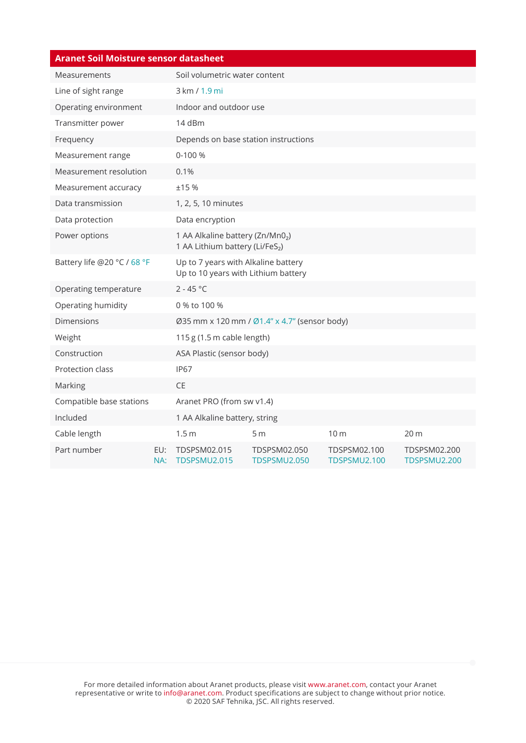| Aranet Soil Moisture sensor datasheet | | | | | |
|---|---|---|---|---|---|
| Measurements | | Soil volumetric water content | | | |
| Line of sight range | | 3 km / 1.9 mi | | | |
| Operating environment | | Indoor and outdoor use | | | |
| Transmitter power | | 14 dBm | | | |
| Frequency | | Depends on base station instructions | | | |
| Measurement range | | 0-100 % | | | |
| Measurement resolution | | 0.1% | | | |
| Measurement accuracy | | ±15 % | | | |
| Data transmission | | 1, 2, 5, 10 minutes | | | |
| Data protection | | Data encryption | | | |
| Power options | | 1 AA Alkaline battery ($Zn/Mn0_2$)<br>1 AA Lithium battery ($Li/FeS_2$) | | | |
| Battery life @20 °C / 68 °F | | Up to 7 years with Alkaline battery<br>Up to 10 years with Lithium battery | | | |
| Operating temperature | | 2 - 45 °C | | | |
| Operating humidity | | 0 % to 100 % | | | |
| Dimensions | | Ø35 mm x 120 mm / Ø1.4" x 4.7" (sensor body) | | | |
| Weight | | 115 g (1.5 m cable length) | | | |
| Construction | | ASA Plastic (sensor body) | | | |
| Protection class | | IP67 | | | |
| Marking | | CE | | | |
| Compatible base stations | | Aranet PRO (from sw v1.4) | | | |
| Included | | 1 AA Alkaline battery, string | | | |
| Cable length | | 1.5 m | 5 m | 10 m | 20 m |
| Part number | EU:<br>NA: | TDSPSM02.015<br>TDSPSMU2.015 | TDSPSM02.050<br>TDSPSMU2.050 | TDSPSM02.100<br>TDSPSMU2.100 | TDSPSM02.200<br>TDSPSMU2.200 |

For more detailed information about Aranet products, please visit www.aranet.com, contact your Aranet representative or write to info@aranet.com. Product specifications are subject to change without prior notice.
© 2020 SAF Tehnika, JSC. All rights reserved.